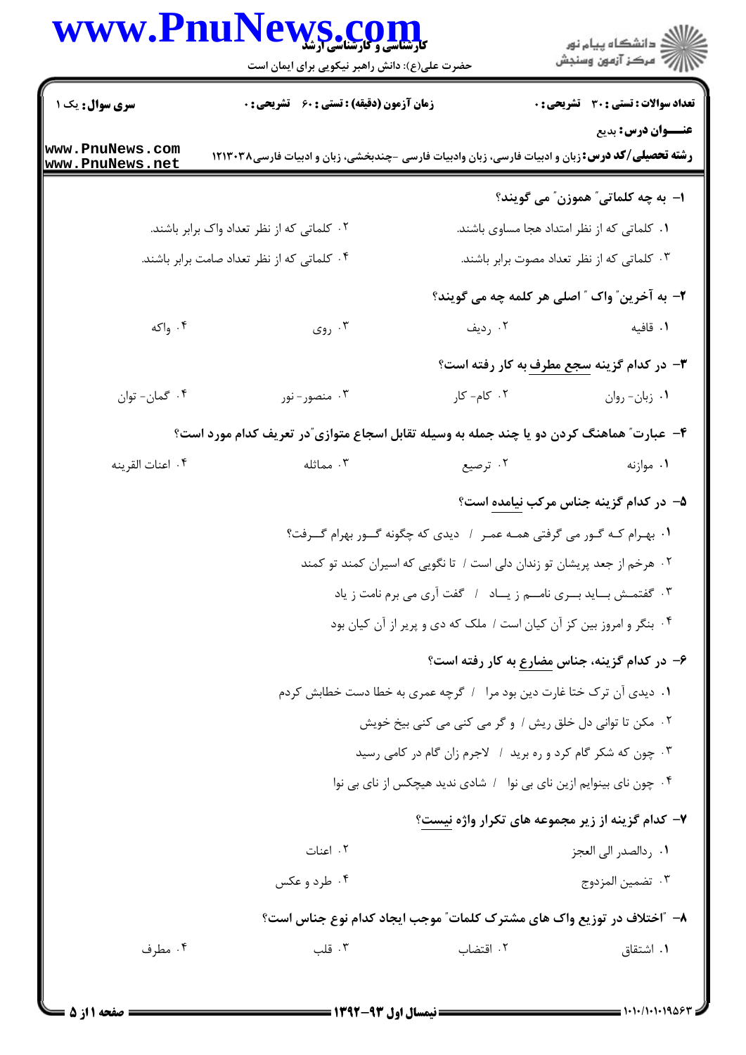**سری سوال:** یک ۱

**زمان آزمون (دقیقه) : تستی : ۶۰ تشریحی : ۰**

**تعداد سوالات : تستی : ۳۰ تشریحی : ۰**

**عنـــوان درس:** بدیع

**رشته تحصیلی/کد درس:** زبان و ادبیات فارسی، زبان وادبیات فارسی -چندبخشی، زبان و ادبیات فارسی۱۲۱۳۰۳۸

۱- به چه کلماتی" هموزن" می گویند؟

۱. کلماتی که از نظر امتداد هجا مساوی باشند.
۲. کلماتی که از نظر تعداد واک برابر باشند.
۳. کلماتی که از نظر تعداد مصوت برابر باشند.
۴. کلماتی که از نظر تعداد صامت برابر باشند.

۲- به آخرین" واک " اصلی هر کلمه چه می گویند؟

۱. قافیه
۲. ردیف
۳. روی
۴. واکه

۳- در کدام گزینه سجع مطرف به کار رفته است؟

۱. زبان- روان
۲. کام- کار
۳. منصور- نور
۴. گمان- توان

۴- عبارت" هماهنگ کردن دو یا چند جمله به وسیله تقابل اسجاع متوازی"در تعریف کدام مورد است؟

۱. موازنه
۲. ترصیع
۳. مماثله
۴. اعنات القرینه

۵- در کدام گزینه جناس مرکب نیامده است؟

۱. بهـرام کـه گـور می گرفتی همـه عمـر / دیدی که چگونه گـور بهرام گـرفت؟
۲. هرخم از جعد پریشان تو زندان دلی است / تا نگویی که اسیران کمند تو کمند
۳. گفتمش بـاید بـری نامـم ز یـاد / گفت آری می برم نامت ز یاد
۴. بنگر و امروز بین کز آن کیان است / ملک که دی و پریر از آن کیان بود

۶- در کدام گزینه، جناس مضارع به کار رفته است؟

۱. دیدی آن ترک ختا غارت دین بود مرا / گرچه عمری به خطا دست خطابش کردم
۲. مکن تا توانی دل خلق ریش / و گر می کنی می کنی بیخ خویش
۳. چون که شکر گام کرد و ره برید / لاجرم زان گام در کامی رسید
۴. چون نای بینوایم ازین نای بی نوا / شادی ندید هیچکس از نای بی نوا

۷- کدام گزینه از زیر مجموعه های تکرار واژه نیست؟

۱. ردالصدر الی العجز
۲. اعنات
۳. تضمین المزدوج
۴. طرد و عکس

۸- "اختلاف در توزیع واک های مشترک کلمات" موجب ایجاد کدام نوع جناس است؟

۱. اشتقاق
۲. اقتضاب
۳. قلب
۴. مطرف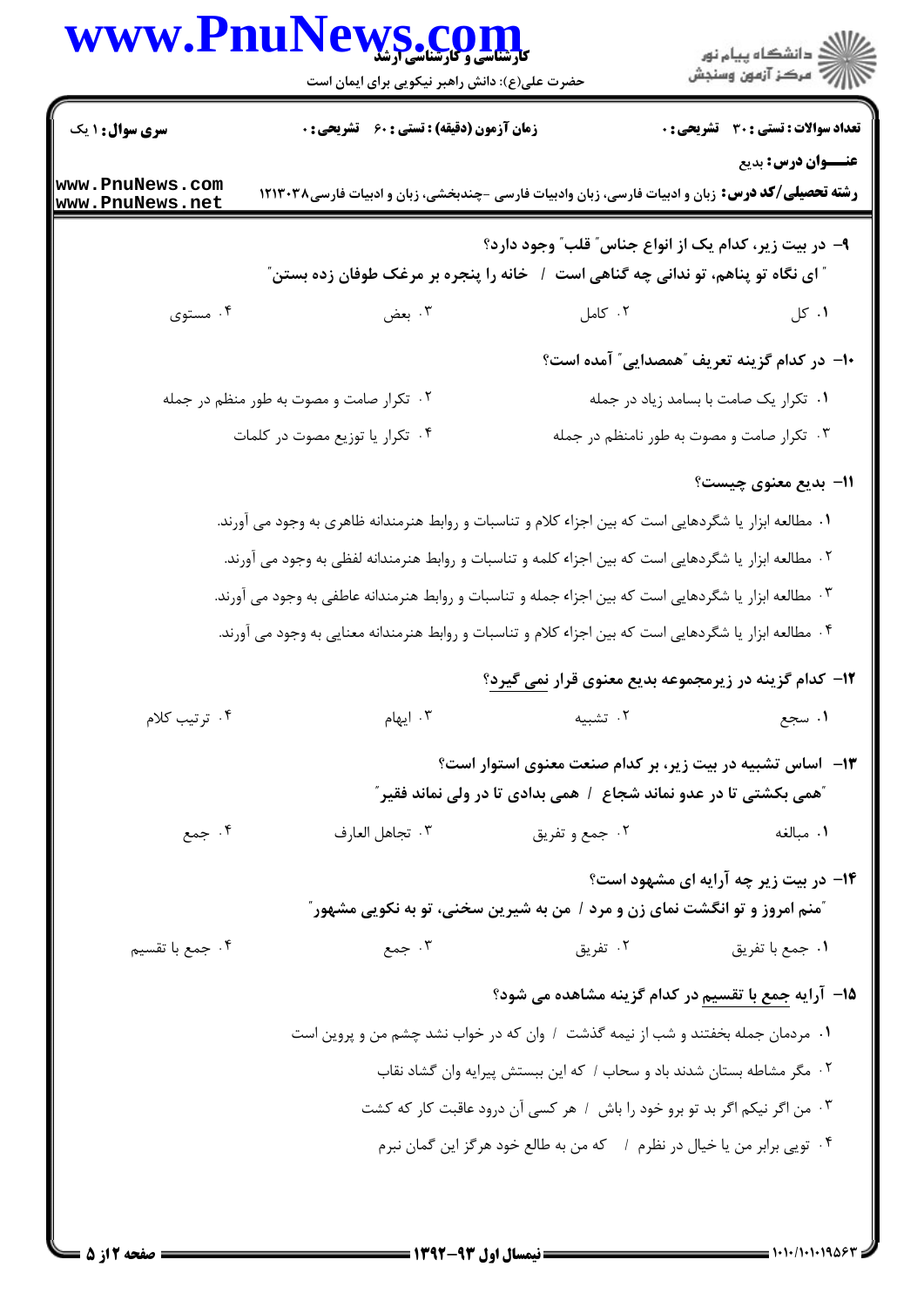**سری سؤال:** ۱ یک | **زمان آزمون (دقیقه) : تستی :** ۶۰ **تشریحی :** ۰ | **تعداد سوالات : تستی :** ۳۰ **تشریحی :** ۰

**عنـــوان درس:** بدیع

**رشته تحصیلی/کد درس:** زبان و ادبیات فارسی، زبان وادبیات فارسی -چندبخشی، زبان و ادبیات فارسی۱۲۱۳۰۳۸

**۹- در بیت زیر، کدام یک از انواع جناس" قلب" وجود دارد؟**

**" ای نگاه تو پناهم، تو ندانی چه گناهی است / خانه را پنجره بر مرغک طوفان زده بستن"**

۱. کل
۲. کامل
۳. بعض
۴. مستوی

**۱۰- در کدام گزینه تعریف "همصدایی" آمده است؟**

۱. تکرار یک صامت با بسامد زیاد در جمله
۲. تکرار صامت و مصوت به طور منظم در جمله
۳. تکرار صامت و مصوت به طور نامنظم در جمله
۴. تکرار یا توزیع مصوت در کلمات

**۱۱- بدیع معنوی چیست؟**

۱. مطالعه ابزار یا شگردهایی است که بین اجزاء کلام و تناسبات و روابط هنرمندانه ظاهری به وجود می آورند.
۲. مطالعه ابزار یا شگردهایی است که بین اجزاء کلمه و تناسبات و روابط هنرمندانه لفظی به وجود می آورند.
۳. مطالعه ابزار یا شگردهایی است که بین اجزاء جمله و تناسبات و روابط هنرمندانه عاطفی به وجود می آورند.
۴. مطالعه ابزار یا شگردهایی است که بین اجزاء کلام و تناسبات و روابط هنرمندانه معنایی به وجود می آورند.

**۱۲- کدام گزینه در زیرمجموعه بدیع معنوی قرار نمی گیرد؟**

۱. سجع
۲. تشبیه
۳. ایهام
۴. ترتیب کلام

**۱۳- اساس تشبیه در بیت زیر، بر کدام صنعت معنوی استوار است؟**

**"همی بکشتی تا در عدو نماند شجاع / همی بدادی تا در ولی نماند فقیر"**

۱. مبالغه
۲. جمع و تفریق
۳. تجاهل العارف
۴. جمع

**۱۴- در بیت زیر چه آرایه ای مشهود است؟**

**"منم امروز و تو انگشت نمای زن و مرد / من به شیرین سخنی، تو به نکویی مشهور"**

۱. جمع با تفریق
۲. تفریق
۳. جمع
۴. جمع با تقسیم

**۱۵- آرایه جمع با تقسیم در کدام گزینه مشاهده می شود؟**

۱. مردمان جمله بخفتند و شب از نیمه گذشت / وان که در خواب نشد چشم من و پروین است
۲. مگر مشاطه بستان شدند باد و سحاب / که این ببستش پیرایه وان گشاد نقاب
۳. من اگر نیکم اگر بد تو برو خود را باش / هر کسی آن درود عاقبت کار که کشت
۴. تویی برابر من یا خیال در نظرم / که من به طالع خود هرگز این گمان نبرم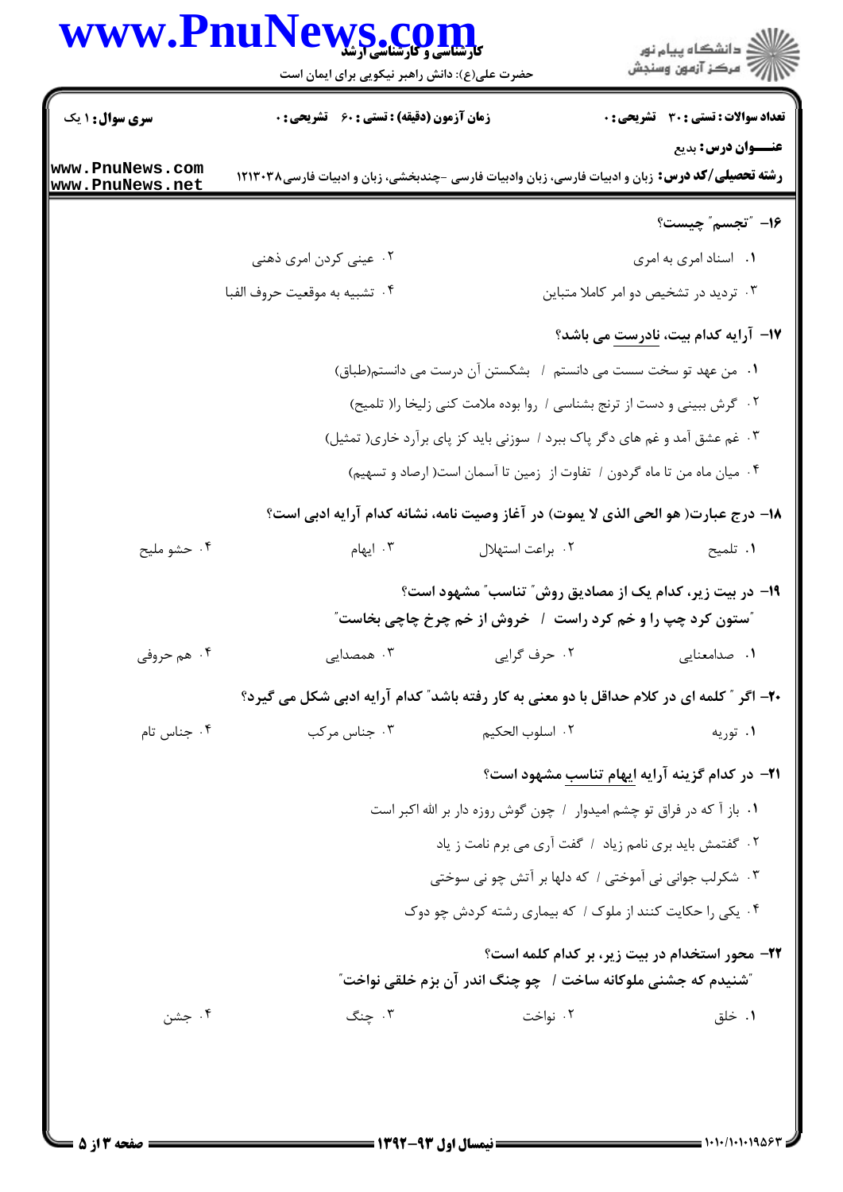۱۶- "تجسم" چیست؟

۱. اسناد امری به امری

۲. عینی کردن امری ذهنی

۳. تردید در تشخیص دو امر کاملا متباین

۴. تشبیه به موقعیت حروف الفبا

۱۷- آرایه کدام بیت، نادرست می باشد؟

۱. من عهد تو سخت سست می دانستم / بشکستن آن درست می دانستم(طباق)

۲. گرش ببینی و دست از ترنج بشناسی / روا بوده ملامت کنی زلیخا را( تلمیح)

۳. غم عشق آمد و غم های دگر پاک ببرد / سوزنی باید کز پای برآرد خاری( تمثیل)

۴. میان ماه من تا ماه گردون / تفاوت از زمین تا آسمان است( ارصاد و تسهیم)

۱۸- درج عبارت( هو الحی الذی لا یموت) در آغاز وصیت نامه، نشانه کدام آرایه ادبی است؟

۱. تلمیح

۲. براعت استهلال

۳. ایهام

۴. حشو ملیح

۱۹- در بیت زیر، کدام یک از مصادیق روش" تناسب" مشهود است؟

"ستون کرد چپ را و خم کرد راست / خروش از خم چرخ چاچی بخاست"

۱. صدامعنایی

۲. حرف گرایی

۳. همصدایی

۴. هم حروفی

۲۰- اگر " کلمه ای در کلام حداقل با دو معنی به کار رفته باشد" کدام آرایه ادبی شکل می گیرد؟

۱. توریه

۲. اسلوب الحکیم

۳. جناس مرکب

۴. جناس تام

۲۱- در کدام گزینه آرایه ایهام تناسب مشهود است؟

۱. باز آ که در فراق تو چشم امیدوار / چون گوش روزه دار بر الله اکبر است

۲. گفتمش باید بری نامم زیاد / گفت آری می برم نامت ز یاد

۳. شکرلب جوانی نی آموختی / که دلها بر آتش چو نی سوختی

۴. یکی را حکایت کنند از ملوک / که بیماری رشته کردش چو دوک

۲۲- محور استخدام در بیت زیر، بر کدام کلمه است؟

"شنیدم که جشنی ملوکانه ساخت / چو چنگ اندر آن بزم خلقی نواخت"

۱. خلق

۲. نواخت

۳. چنگ

۴. جشن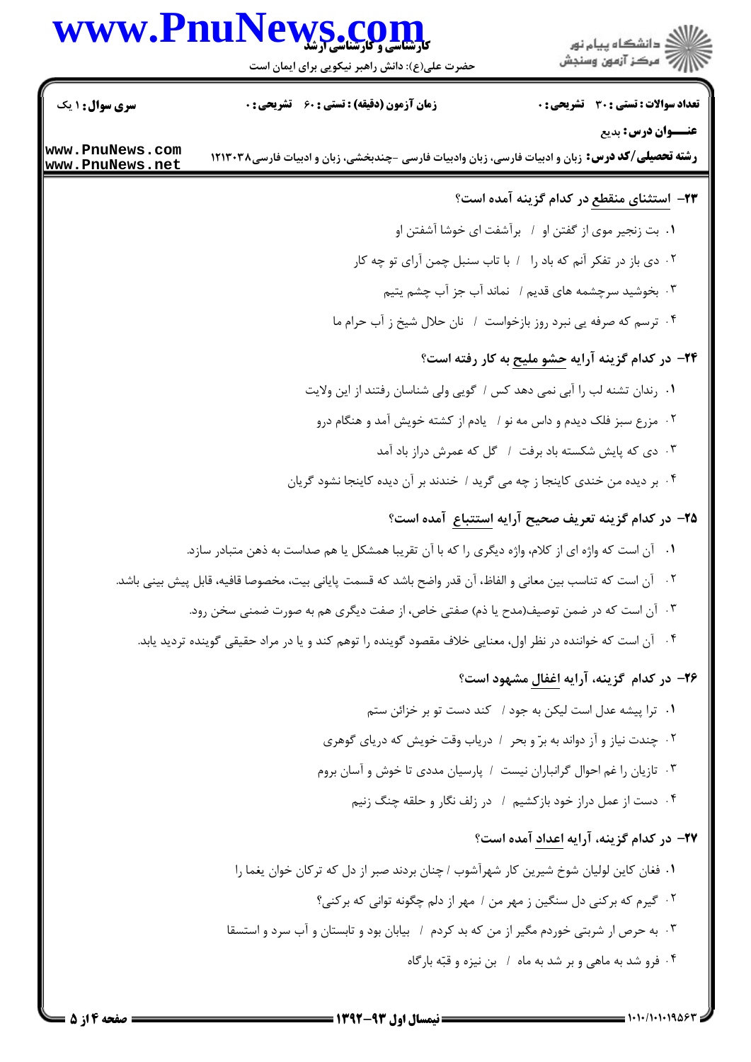۲۳- استثنای منقطع در کدام گزینه آمده است؟

۱. بت زنجیر موی از گفتن او / برآشفت ای خوشا آشفتن او

۲. دی باز در تفکر آنم که باد را / با تاب سنبل چمن آرای تو چه کار

۳. بخوشید سرچشمه های قدیم / نماند آب جز آب چشم یتیم

۴. ترسم که صرفه یی نبرد روز بازخواست / نان حلال شیخ ز آب حرام ما

۲۴- در کدام گزینه آرایه حشو ملیح به کار رفته است؟

۱. رندان تشنه لب را آبی نمی دهد کس / گویی ولی شناسان رفتند از این ولایت

۲. مزرع سبز فلک دیدم و داس مه نو / یادم از کشته خویش آمد و هنگام درو

۳. دی که پایش شکسته باد برفت / گل که عمرش دراز باد آمد

۴. بر دیده من خندی کاینجا ز چه می گرید / خندند بر آن دیده کاینجا نشود گریان

۲۵- در کدام گزینه تعریف صحیح آرایه استتباع آمده است؟

۱. آن است که واژه ای از کلام، واژه دیگری را که با آن تقریبا همشکل یا هم صداست به ذهن متبادر سازد.

۲. آن است که تناسب بین معانی و الفاظ، آن قدر واضح باشد که قسمت پایانی بیت، مخصوصا قافیه، قابل پیش بینی باشد.

۳. آن است که در ضمن توصیف(مدح یا ذم) صفتی خاص، از صفت دیگری هم به صورت ضمنی سخن رود.

۴. آن است که خواننده در نظر اول، معنایی خلاف مقصود گوینده را توهم کند و یا در مراد حقیقی گوینده تردید یابد.

۲۶- در کدام گزینه، آرایه اغفال مشهود است؟

۱. ترا پیشه عدل است لیکن به جود / کند دست تو بر خزائن ستم

۲. چندت نیاز و آز دواند به برّ و بحر / دریاب وقت خویش که دریای گوهری

۳. تازیان را غم احوال گرانباران نیست / پارسیان مددی تا خوش و آسان بروم

۴. دست از عمل دراز خود بازکشیم / در زلف نگار و حلقه چنگ زنیم

۲۷- در کدام گزینه، آرایه اعداد آمده است؟

۱. فغان کاین لولیان شوخ شیرین کار شهرآشوب / چنان بردند صبر از دل که ترکان خوان یغما را

۲. گیرم که برکنی دل سنگین ز مهر من / مهر از دلم چگونه توانی که برکنی؟

۳. به حرص ار شربتی خوردم مگیر از من که بد کردم / بیابان بود و تابستان و آب سرد و استسقا

۴. فرو شد به ماهی و بر شد به ماه / بن نیزه و قبّه بارگاه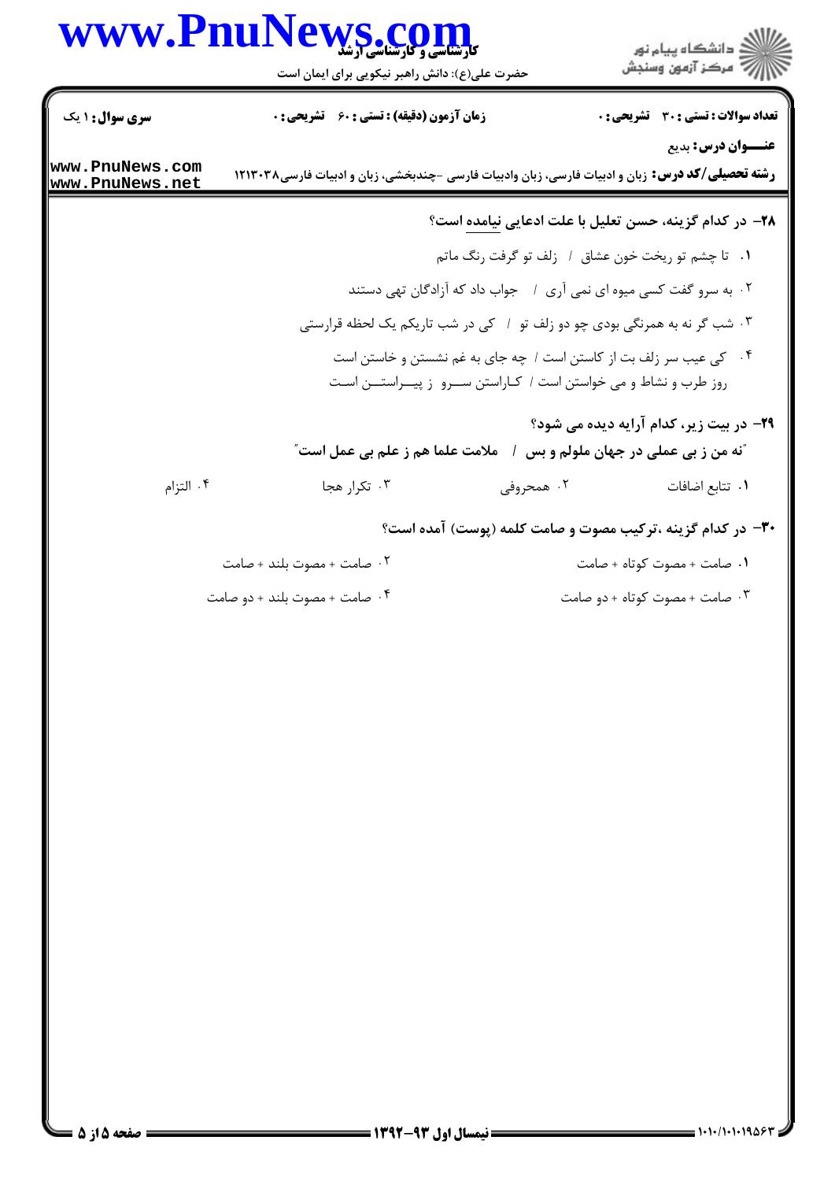**۲۸- در کدام گزینه، حسن تعلیل با علت ادعایی نیامده است؟**

۱. تا چشم تو ریخت خون عشاق / زلف تو گرفت رنگ ماتم

۲. به سرو گفت کسی میوه ای نمی آری / جواب داد که آزادگان تهی دستند

۳. شب گر نه به همرنگی بودی چو دو زلف تو / کی در شب تاریکم یک لحظه قرارستی

۴. کی عیب سر زلف بت از کاستن است / چه جای به غم نشستن و خاستن است
روز طرب و نشاط و می خواستن است / کاراستن سرو ز پیراستن است

**۲۹- در بیت زیر، کدام آرایه دیده می شود؟**

**"نه من ز بی عملی در جهان ملولم و بس / ملامت علما هم ز علم بی عمل است"**

۱. تتابع اضافات
۲. همحروفی
۳. تکرار هجا
۴. التزام

**۳۰- در کدام گزینه ،ترکیب مصوت و صامت کلمه (پوست) آمده است؟**

۱. صامت + مصوت کوتاه + صامت
۲. صامت + مصوت بلند + صامت
۳. صامت + مصوت کوتاه + دو صامت
۴. صامت + مصوت بلند + دو صامت